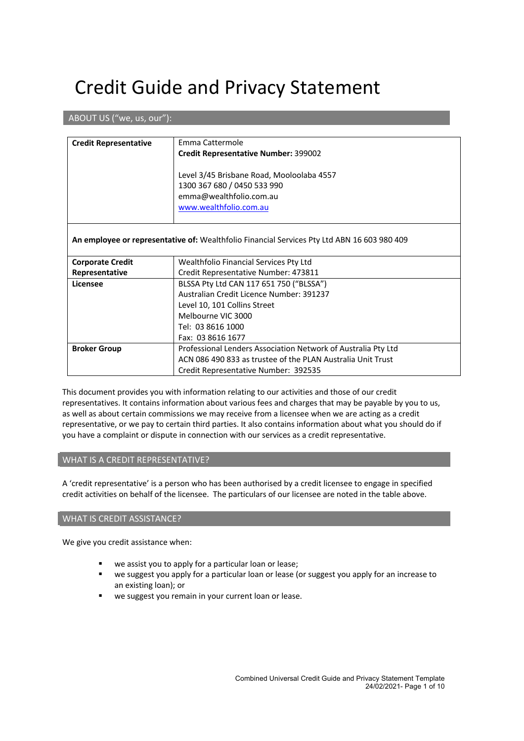# Credit Guide and Privacy Statement

## ABOUT US ("we, us, our"):

| | |
|---|---|
| **Credit Representative** | Emma Cattermole<br>**Credit Representative Number:** 399002<br><br>Level 3/45 Brisbane Road, Mooloolaba 4557<br>1300 367 680 / 0450 533 990<br>emma@wealthfolio.com.au<br>www.wealthfolio.com.au |
| **An employee or representative of:** Wealthfolio Financial Services Pty Ltd ABN 16 603 980 409 | |
| **Corporate Credit Representative** | Wealthfolio Financial Services Pty Ltd<br>Credit Representative Number: 473811 |
| **Licensee** | BLSSA Pty Ltd CAN 117 651 750 ("BLSSA")<br>Australian Credit Licence Number: 391237<br>Level 10, 101 Collins Street<br>Melbourne VIC 3000<br>Tel: 03 8616 1000<br>Fax: 03 8616 1677 |
| **Broker Group** | Professional Lenders Association Network of Australia Pty Ltd<br>ACN 086 490 833 as trustee of the PLAN Australia Unit Trust<br>Credit Representative Number: 392535 |

This document provides you with information relating to our activities and those of our credit representatives. It contains information about various fees and charges that may be payable by you to us, as well as about certain commissions we may receive from a licensee when we are acting as a credit representative, or we pay to certain third parties. It also contains information about what you should do if you have a complaint or dispute in connection with our services as a credit representative.

## WHAT IS A CREDIT REPRESENTATIVE?

A 'credit representative' is a person who has been authorised by a credit licensee to engage in specified credit activities on behalf of the licensee. The particulars of our licensee are noted in the table above.

## WHAT IS CREDIT ASSISTANCE?

We give you credit assistance when:

- we assist you to apply for a particular loan or lease;
- we suggest you apply for a particular loan or lease (or suggest you apply for an increase to an existing loan); or
- we suggest you remain in your current loan or lease.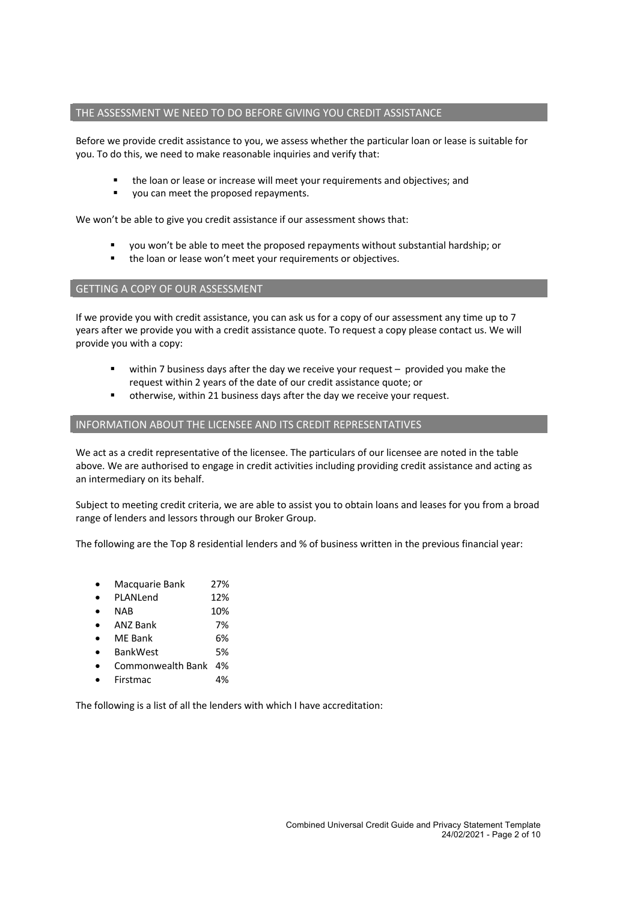## THE ASSESSMENT WE NEED TO DO BEFORE GIVING YOU CREDIT ASSISTANCE

Before we provide credit assistance to you, we assess whether the particular loan or lease is suitable for you. To do this, we need to make reasonable inquiries and verify that:

- the loan or lease or increase will meet your requirements and objectives; and
- you can meet the proposed repayments.

We won't be able to give you credit assistance if our assessment shows that:

- you won't be able to meet the proposed repayments without substantial hardship; or
- the loan or lease won't meet your requirements or objectives.

## GETTING A COPY OF OUR ASSESSMENT

If we provide you with credit assistance, you can ask us for a copy of our assessment any time up to 7 years after we provide you with a credit assistance quote. To request a copy please contact us. We will provide you with a copy:

- within 7 business days after the day we receive your request – provided you make the request within 2 years of the date of our credit assistance quote; or
- otherwise, within 21 business days after the day we receive your request.

## INFORMATION ABOUT THE LICENSEE AND ITS CREDIT REPRESENTATIVES

We act as a credit representative of the licensee. The particulars of our licensee are noted in the table above. We are authorised to engage in credit activities including providing credit assistance and acting as an intermediary on its behalf.

Subject to meeting credit criteria, we are able to assist you to obtain loans and leases for you from a broad range of lenders and lessors through our Broker Group.

The following are the Top 8 residential lenders and % of business written in the previous financial year:

- Macquarie Bank 27%
- PLANLend 12%
- NAB 10%
- ANZ Bank 7%
- ME Bank 6%
- BankWest 5%
- Commonwealth Bank 4%
- Firstmac 4%

The following is a list of all the lenders with which I have accreditation: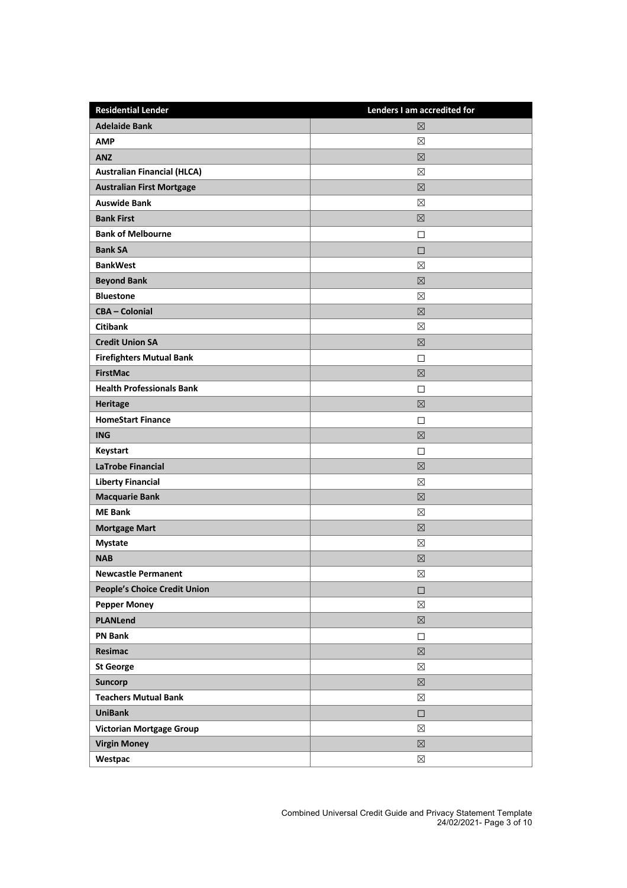| Residential Lender | Lenders I am accredited for |
|---|---|
| **Adelaide Bank** | ☒ |
| **AMP** | ☒ |
| **ANZ** | ☒ |
| **Australian Financial (HLCA)** | ☒ |
| **Australian First Mortgage** | ☒ |
| **Auswide Bank** | ☒ |
| **Bank First** | ☒ |
| **Bank of Melbourne** | ☐ |
| **Bank SA** | ☐ |
| **BankWest** | ☒ |
| **Beyond Bank** | ☒ |
| **Bluestone** | ☒ |
| **CBA – Colonial** | ☒ |
| **Citibank** | ☒ |
| **Credit Union SA** | ☒ |
| **Firefighters Mutual Bank** | ☐ |
| **FirstMac** | ☒ |
| **Health Professionals Bank** | ☐ |
| **Heritage** | ☒ |
| **HomeStart Finance** | ☐ |
| **ING** | ☒ |
| **Keystart** | ☐ |
| **LaTrobe Financial** | ☒ |
| **Liberty Financial** | ☒ |
| **Macquarie Bank** | ☒ |
| **ME Bank** | ☒ |
| **Mortgage Mart** | ☒ |
| **Mystate** | ☒ |
| **NAB** | ☒ |
| **Newcastle Permanent** | ☒ |
| **People's Choice Credit Union** | ☐ |
| **Pepper Money** | ☒ |
| **PLANLend** | ☒ |
| **PN Bank** | ☐ |
| **Resimac** | ☒ |
| **St George** | ☒ |
| **Suncorp** | ☒ |
| **Teachers Mutual Bank** | ☒ |
| **UniBank** | ☐ |
| **Victorian Mortgage Group** | ☒ |
| **Virgin Money** | ☒ |
| **Westpac** | ☒ |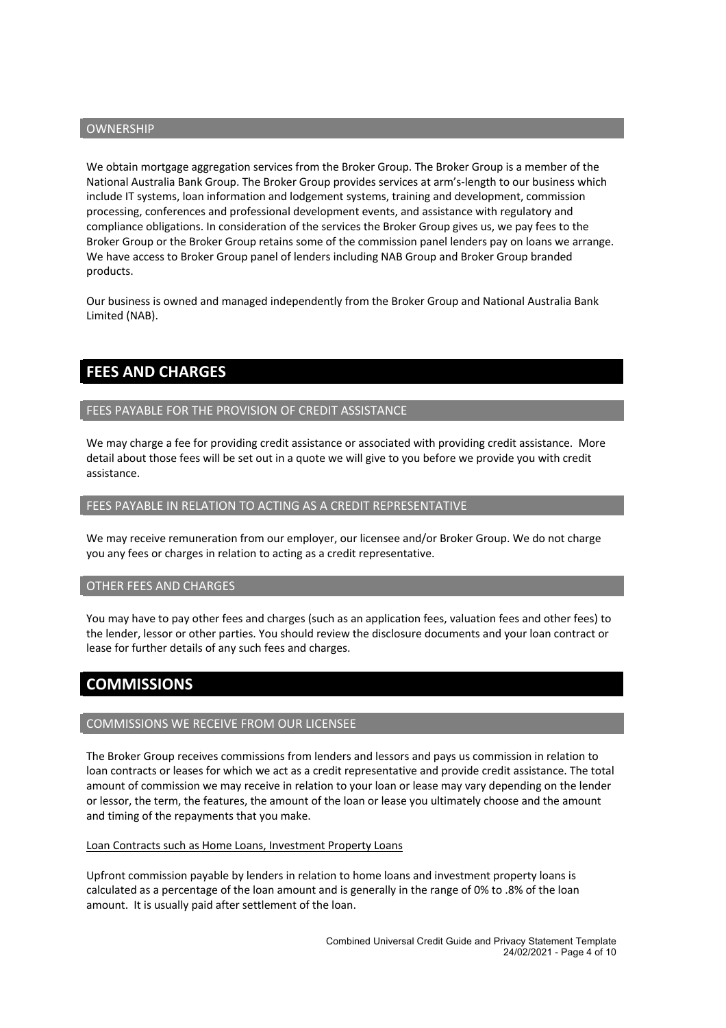### OWNERSHIP

We obtain mortgage aggregation services from the Broker Group. The Broker Group is a member of the National Australia Bank Group. The Broker Group provides services at arm's-length to our business which include IT systems, loan information and lodgement systems, training and development, commission processing, conferences and professional development events, and assistance with regulatory and compliance obligations. In consideration of the services the Broker Group gives us, we pay fees to the Broker Group or the Broker Group retains some of the commission panel lenders pay on loans we arrange. We have access to Broker Group panel of lenders including NAB Group and Broker Group branded products.

Our business is owned and managed independently from the Broker Group and National Australia Bank Limited (NAB).

## FEES AND CHARGES

### FEES PAYABLE FOR THE PROVISION OF CREDIT ASSISTANCE

We may charge a fee for providing credit assistance or associated with providing credit assistance. More detail about those fees will be set out in a quote we will give to you before we provide you with credit assistance.

### FEES PAYABLE IN RELATION TO ACTING AS A CREDIT REPRESENTATIVE

We may receive remuneration from our employer, our licensee and/or Broker Group. We do not charge you any fees or charges in relation to acting as a credit representative.

### OTHER FEES AND CHARGES

You may have to pay other fees and charges (such as an application fees, valuation fees and other fees) to the lender, lessor or other parties. You should review the disclosure documents and your loan contract or lease for further details of any such fees and charges.

## COMMISSIONS

### COMMISSIONS WE RECEIVE FROM OUR LICENSEE

The Broker Group receives commissions from lenders and lessors and pays us commission in relation to loan contracts or leases for which we act as a credit representative and provide credit assistance. The total amount of commission we may receive in relation to your loan or lease may vary depending on the lender or lessor, the term, the features, the amount of the loan or lease you ultimately choose and the amount and timing of the repayments that you make.

<u>Loan Contracts such as Home Loans, Investment Property Loans</u>

Upfront commission payable by lenders in relation to home loans and investment property loans is calculated as a percentage of the loan amount and is generally in the range of 0% to .8% of the loan amount. It is usually paid after settlement of the loan.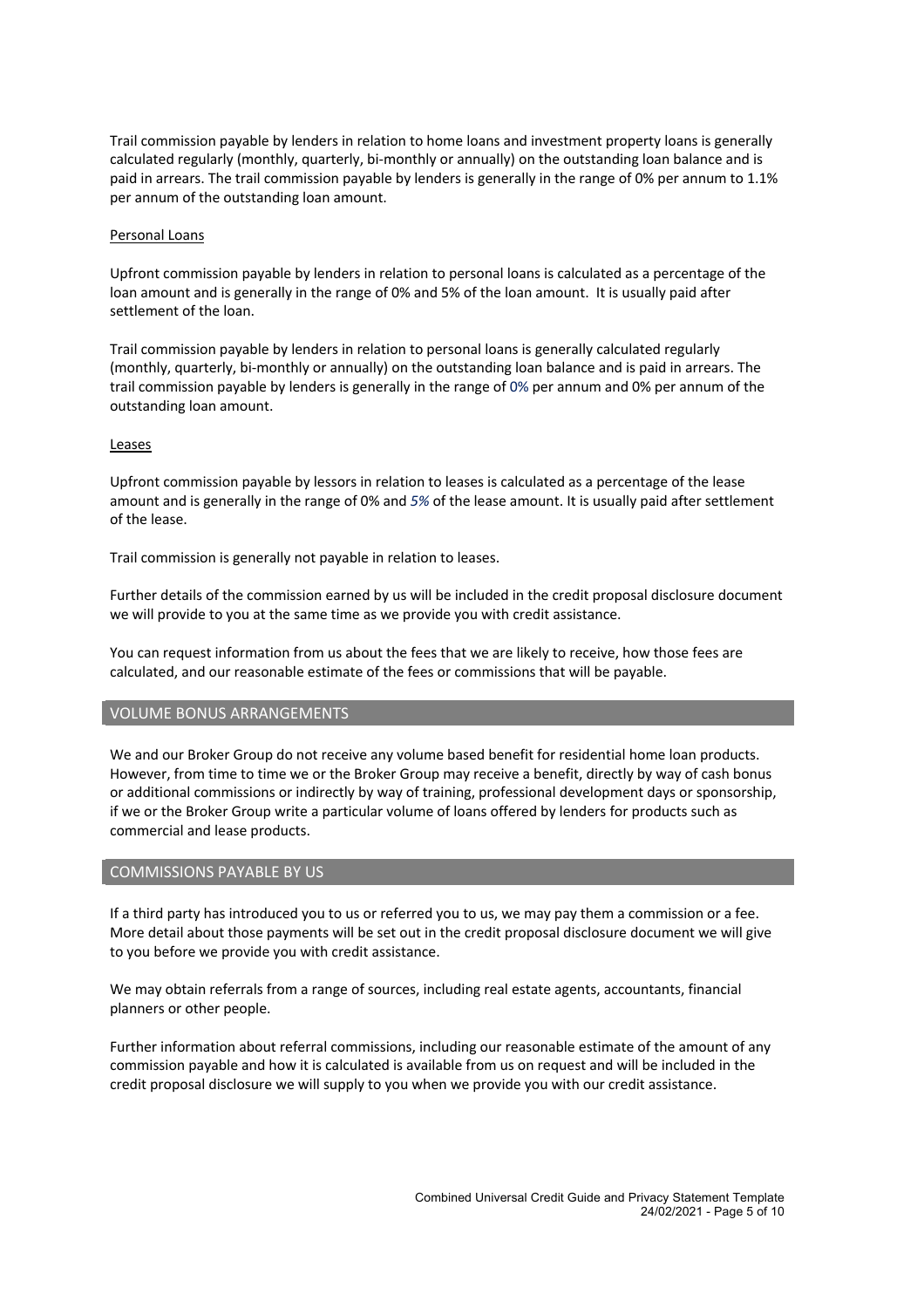Trail commission payable by lenders in relation to home loans and investment property loans is generally calculated regularly (monthly, quarterly, bi-monthly or annually) on the outstanding loan balance and is paid in arrears. The trail commission payable by lenders is generally in the range of 0% per annum to 1.1% per annum of the outstanding loan amount.

Personal Loans

Upfront commission payable by lenders in relation to personal loans is calculated as a percentage of the loan amount and is generally in the range of 0% and 5% of the loan amount. It is usually paid after settlement of the loan.

Trail commission payable by lenders in relation to personal loans is generally calculated regularly (monthly, quarterly, bi-monthly or annually) on the outstanding loan balance and is paid in arrears. The trail commission payable by lenders is generally in the range of 0% per annum and 0% per annum of the outstanding loan amount.

Leases

Upfront commission payable by lessors in relation to leases is calculated as a percentage of the lease amount and is generally in the range of 0% and *5%* of the lease amount. It is usually paid after settlement of the lease.

Trail commission is generally not payable in relation to leases.

Further details of the commission earned by us will be included in the credit proposal disclosure document we will provide to you at the same time as we provide you with credit assistance.

You can request information from us about the fees that we are likely to receive, how those fees are calculated, and our reasonable estimate of the fees or commissions that will be payable.

## VOLUME BONUS ARRANGEMENTS

We and our Broker Group do not receive any volume based benefit for residential home loan products. However, from time to time we or the Broker Group may receive a benefit, directly by way of cash bonus or additional commissions or indirectly by way of training, professional development days or sponsorship, if we or the Broker Group write a particular volume of loans offered by lenders for products such as commercial and lease products.

## COMMISSIONS PAYABLE BY US

If a third party has introduced you to us or referred you to us, we may pay them a commission or a fee. More detail about those payments will be set out in the credit proposal disclosure document we will give to you before we provide you with credit assistance.

We may obtain referrals from a range of sources, including real estate agents, accountants, financial planners or other people.

Further information about referral commissions, including our reasonable estimate of the amount of any commission payable and how it is calculated is available from us on request and will be included in the credit proposal disclosure we will supply to you when we provide you with our credit assistance.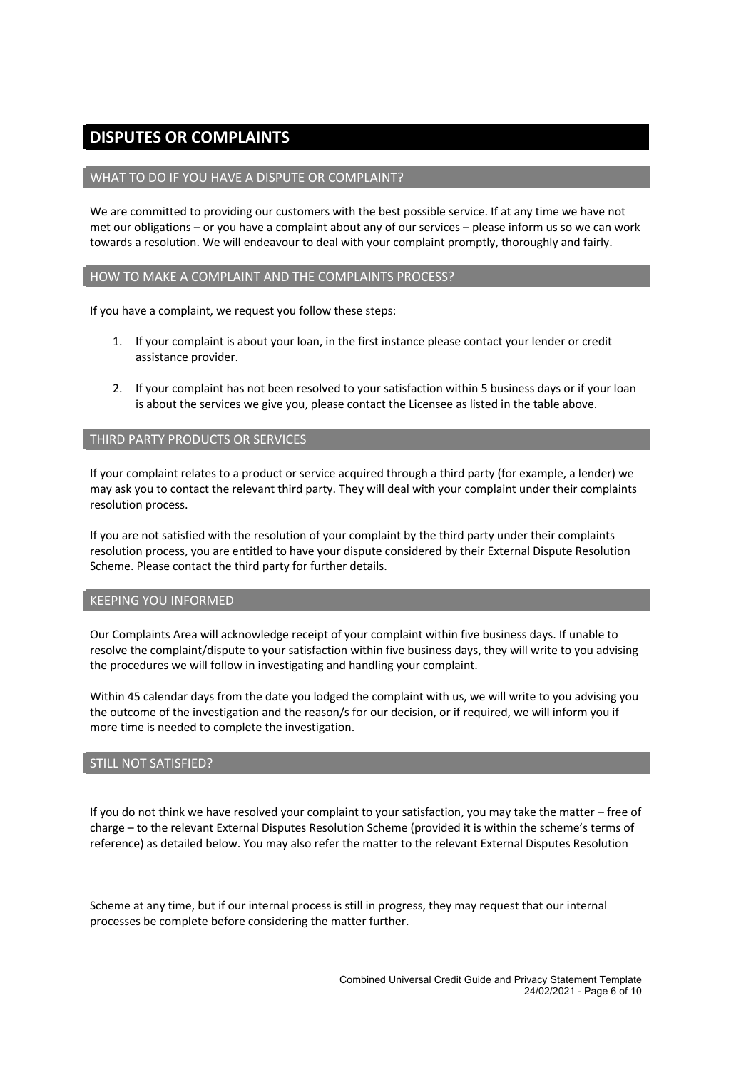# DISPUTES OR COMPLAINTS

## WHAT TO DO IF YOU HAVE A DISPUTE OR COMPLAINT?

We are committed to providing our customers with the best possible service. If at any time we have not met our obligations – or you have a complaint about any of our services – please inform us so we can work towards a resolution. We will endeavour to deal with your complaint promptly, thoroughly and fairly.

## HOW TO MAKE A COMPLAINT AND THE COMPLAINTS PROCESS?

If you have a complaint, we request you follow these steps:

1. If your complaint is about your loan, in the first instance please contact your lender or credit assistance provider.

2. If your complaint has not been resolved to your satisfaction within 5 business days or if your loan is about the services we give you, please contact the Licensee as listed in the table above.

## THIRD PARTY PRODUCTS OR SERVICES

If your complaint relates to a product or service acquired through a third party (for example, a lender) we may ask you to contact the relevant third party. They will deal with your complaint under their complaints resolution process.

If you are not satisfied with the resolution of your complaint by the third party under their complaints resolution process, you are entitled to have your dispute considered by their External Dispute Resolution Scheme. Please contact the third party for further details.

## KEEPING YOU INFORMED

Our Complaints Area will acknowledge receipt of your complaint within five business days. If unable to resolve the complaint/dispute to your satisfaction within five business days, they will write to you advising the procedures we will follow in investigating and handling your complaint.

Within 45 calendar days from the date you lodged the complaint with us, we will write to you advising you the outcome of the investigation and the reason/s for our decision, or if required, we will inform you if more time is needed to complete the investigation.

## STILL NOT SATISFIED?

If you do not think we have resolved your complaint to your satisfaction, you may take the matter – free of charge – to the relevant External Disputes Resolution Scheme (provided it is within the scheme's terms of reference) as detailed below. You may also refer the matter to the relevant External Disputes Resolution Scheme at any time, but if our internal process is still in progress, they may request that our internal processes be complete before considering the matter further.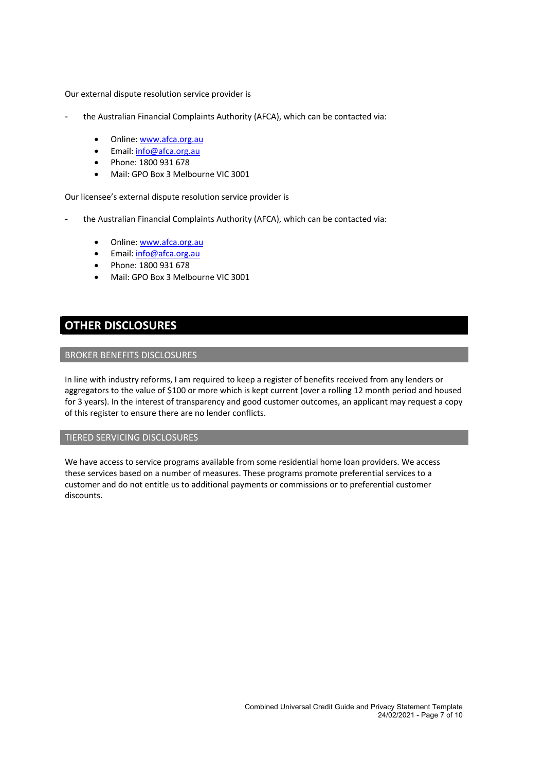Our external dispute resolution service provider is

- the Australian Financial Complaints Authority (AFCA), which can be contacted via:

  - Online: [www.afca.org.au](http://www.afca.org.au)
  - Email: [info@afca.org.au](mailto:info@afca.org.au)
  - Phone: 1800 931 678
  - Mail: GPO Box 3 Melbourne VIC 3001

Our licensee's external dispute resolution service provider is

- the Australian Financial Complaints Authority (AFCA), which can be contacted via:

  - Online: [www.afca.org.au](http://www.afca.org.au)
  - Email: [info@afca.org.au](mailto:info@afca.org.au)
  - Phone: 1800 931 678
  - Mail: GPO Box 3 Melbourne VIC 3001

# OTHER DISCLOSURES

## BROKER BENEFITS DISCLOSURES

In line with industry reforms, I am required to keep a register of benefits received from any lenders or aggregators to the value of $100 or more which is kept current (over a rolling 12 month period and housed for 3 years). In the interest of transparency and good customer outcomes, an applicant may request a copy of this register to ensure there are no lender conflicts.

## TIERED SERVICING DISCLOSURES

We have access to service programs available from some residential home loan providers. We access these services based on a number of measures. These programs promote preferential services to a customer and do not entitle us to additional payments or commissions or to preferential customer discounts.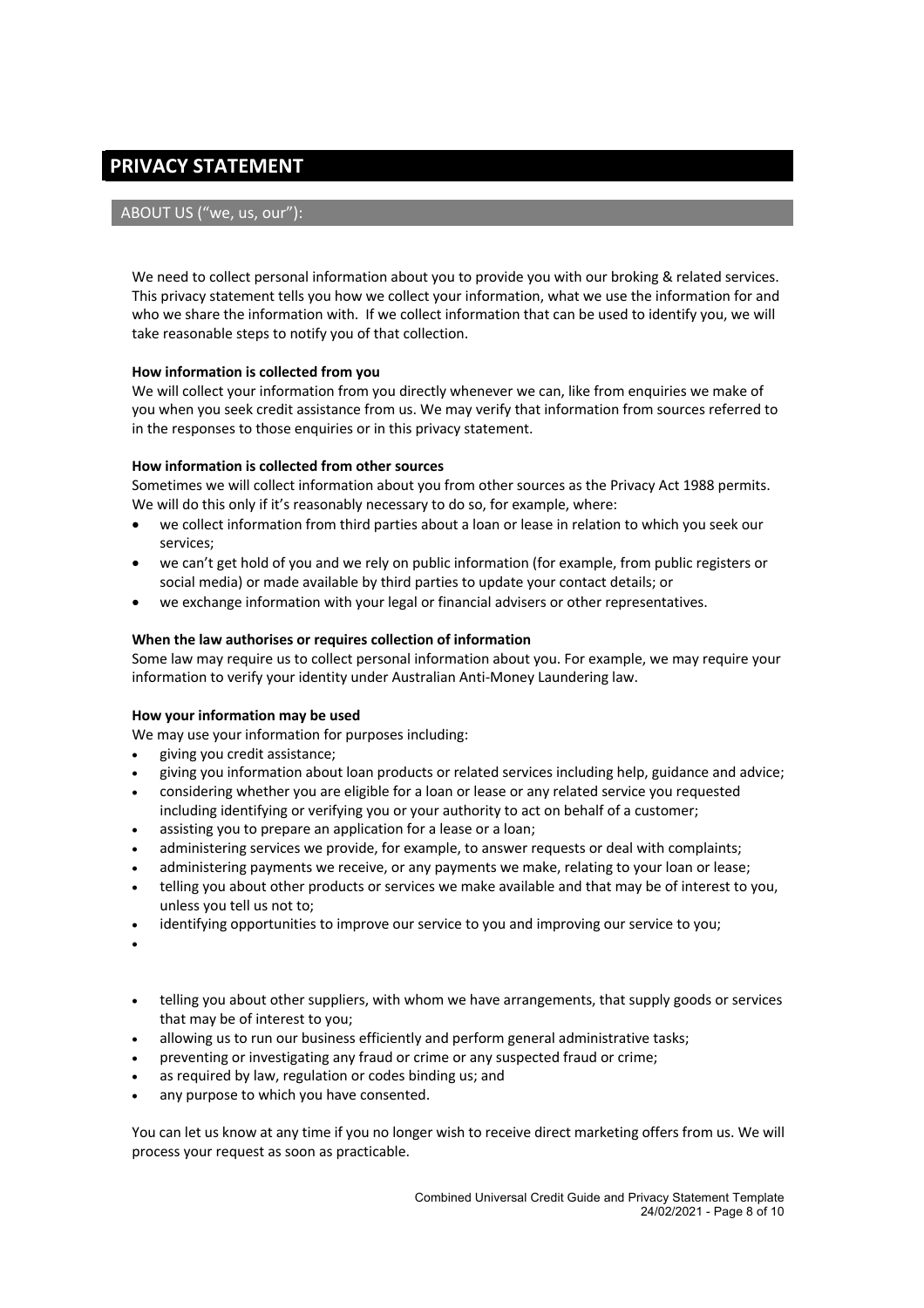# PRIVACY STATEMENT

## ABOUT US ("we, us, our"):

We need to collect personal information about you to provide you with our broking & related services. This privacy statement tells you how we collect your information, what we use the information for and who we share the information with. If we collect information that can be used to identify you, we will take reasonable steps to notify you of that collection.

**How information is collected from you**
We will collect your information from you directly whenever we can, like from enquiries we make of you when you seek credit assistance from us. We may verify that information from sources referred to in the responses to those enquiries or in this privacy statement.

**How information is collected from other sources**
Sometimes we will collect information about you from other sources as the Privacy Act 1988 permits. We will do this only if it's reasonably necessary to do so, for example, where:

- we collect information from third parties about a loan or lease in relation to which you seek our services;
- we can't get hold of you and we rely on public information (for example, from public registers or social media) or made available by third parties to update your contact details; or
- we exchange information with your legal or financial advisers or other representatives.

**When the law authorises or requires collection of information**
Some law may require us to collect personal information about you. For example, we may require your information to verify your identity under Australian Anti-Money Laundering law.

**How your information may be used**
We may use your information for purposes including:

- giving you credit assistance;
- giving you information about loan products or related services including help, guidance and advice;
- considering whether you are eligible for a loan or lease or any related service you requested including identifying or verifying you or your authority to act on behalf of a customer;
- assisting you to prepare an application for a lease or a loan;
- administering services we provide, for example, to answer requests or deal with complaints;
- administering payments we receive, or any payments we make, relating to your loan or lease;
- telling you about other products or services we make available and that may be of interest to you, unless you tell us not to;
- identifying opportunities to improve our service to you and improving our service to you;
- 
- telling you about other suppliers, with whom we have arrangements, that supply goods or services that may be of interest to you;
- allowing us to run our business efficiently and perform general administrative tasks;
- preventing or investigating any fraud or crime or any suspected fraud or crime;
- as required by law, regulation or codes binding us; and
- any purpose to which you have consented.

You can let us know at any time if you no longer wish to receive direct marketing offers from us. We will process your request as soon as practicable.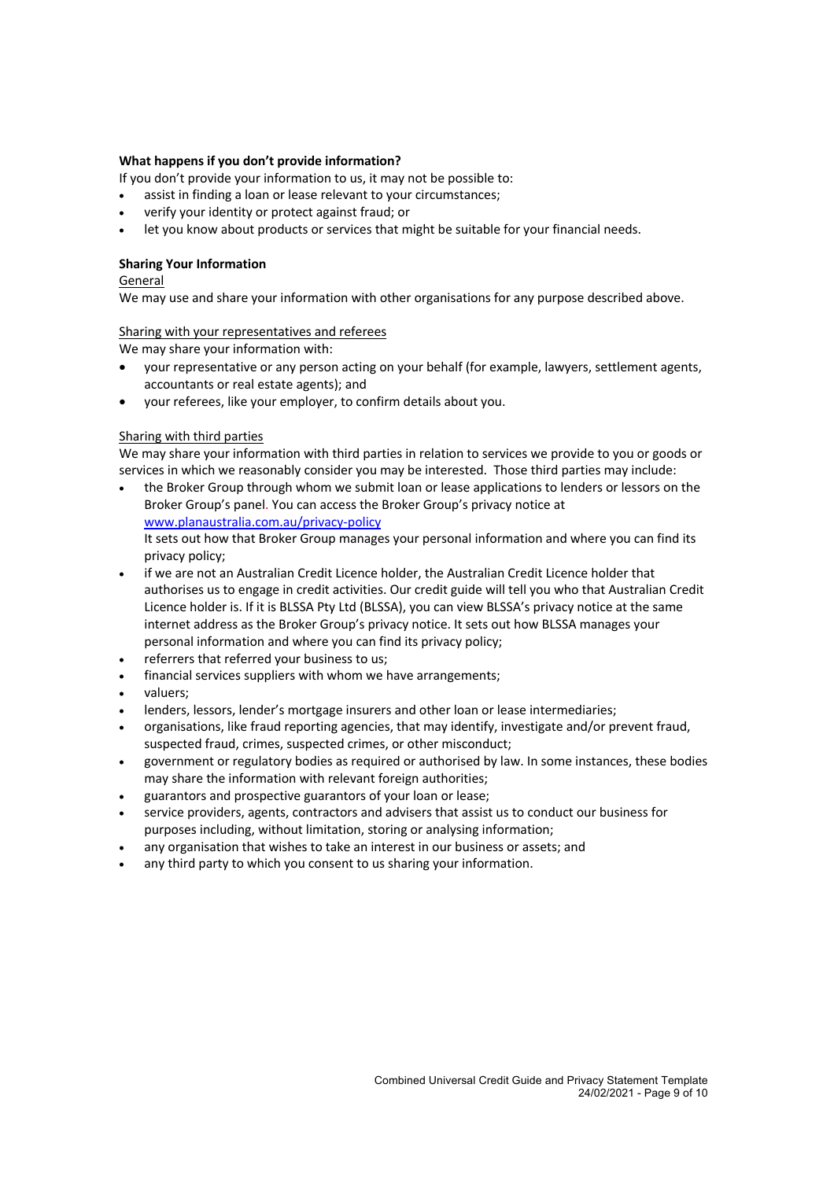**What happens if you don't provide information?**

If you don't provide your information to us, it may not be possible to:

- assist in finding a loan or lease relevant to your circumstances;
- verify your identity or protect against fraud; or
- let you know about products or services that might be suitable for your financial needs.

**Sharing Your Information**

General

We may use and share your information with other organisations for any purpose described above.

Sharing with your representatives and referees

We may share your information with:

- your representative or any person acting on your behalf (for example, lawyers, settlement agents, accountants or real estate agents); and
- your referees, like your employer, to confirm details about you.

Sharing with third parties

We may share your information with third parties in relation to services we provide to you or goods or services in which we reasonably consider you may be interested. Those third parties may include:

- the Broker Group through whom we submit loan or lease applications to lenders or lessors on the Broker Group's panel. You can access the Broker Group's privacy notice at [www.planaustralia.com.au/privacy-policy](http://www.planaustralia.com.au/privacy-policy)
  It sets out how that Broker Group manages your personal information and where you can find its privacy policy;
- if we are not an Australian Credit Licence holder, the Australian Credit Licence holder that authorises us to engage in credit activities. Our credit guide will tell you who that Australian Credit Licence holder is. If it is BLSSA Pty Ltd (BLSSA), you can view BLSSA's privacy notice at the same internet address as the Broker Group's privacy notice. It sets out how BLSSA manages your personal information and where you can find its privacy policy;
- referrers that referred your business to us;
- financial services suppliers with whom we have arrangements;
- valuers;
- lenders, lessors, lender's mortgage insurers and other loan or lease intermediaries;
- organisations, like fraud reporting agencies, that may identify, investigate and/or prevent fraud, suspected fraud, crimes, suspected crimes, or other misconduct;
- government or regulatory bodies as required or authorised by law. In some instances, these bodies may share the information with relevant foreign authorities;
- guarantors and prospective guarantors of your loan or lease;
- service providers, agents, contractors and advisers that assist us to conduct our business for purposes including, without limitation, storing or analysing information;
- any organisation that wishes to take an interest in our business or assets; and
- any third party to which you consent to us sharing your information.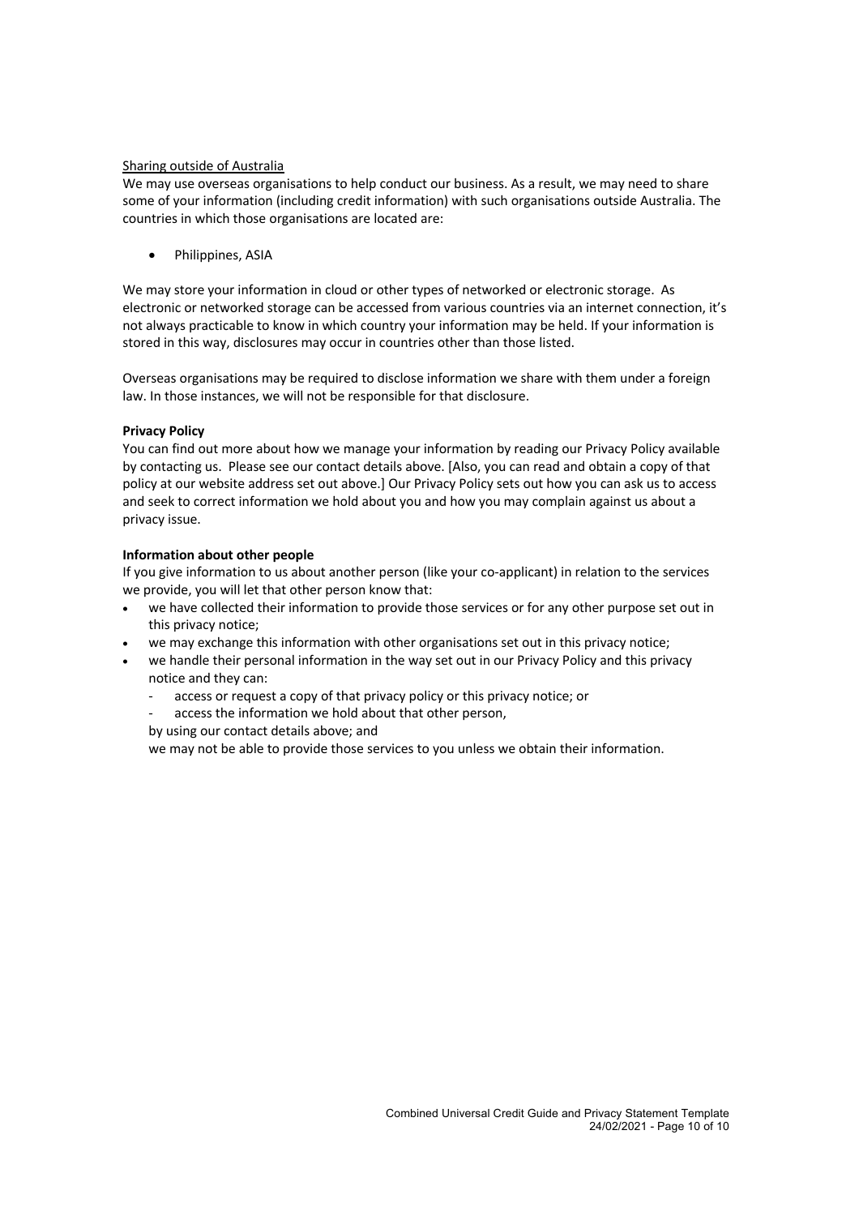Sharing outside of Australia

We may use overseas organisations to help conduct our business. As a result, we may need to share some of your information (including credit information) with such organisations outside Australia. The countries in which those organisations are located are:

- Philippines, ASIA

We may store your information in cloud or other types of networked or electronic storage. As electronic or networked storage can be accessed from various countries via an internet connection, it's not always practicable to know in which country your information may be held. If your information is stored in this way, disclosures may occur in countries other than those listed.

Overseas organisations may be required to disclose information we share with them under a foreign law. In those instances, we will not be responsible for that disclosure.

**Privacy Policy**

You can find out more about how we manage your information by reading our Privacy Policy available by contacting us. Please see our contact details above. [Also, you can read and obtain a copy of that policy at our website address set out above.] Our Privacy Policy sets out how you can ask us to access and seek to correct information we hold about you and how you may complain against us about a privacy issue.

**Information about other people**

If you give information to us about another person (like your co-applicant) in relation to the services we provide, you will let that other person know that:

- we have collected their information to provide those services or for any other purpose set out in this privacy notice;
- we may exchange this information with other organisations set out in this privacy notice;
- we handle their personal information in the way set out in our Privacy Policy and this privacy notice and they can:
  - access or request a copy of that privacy policy or this privacy notice; or
  - access the information we hold about that other person,

  by using our contact details above; and

  we may not be able to provide those services to you unless we obtain their information.